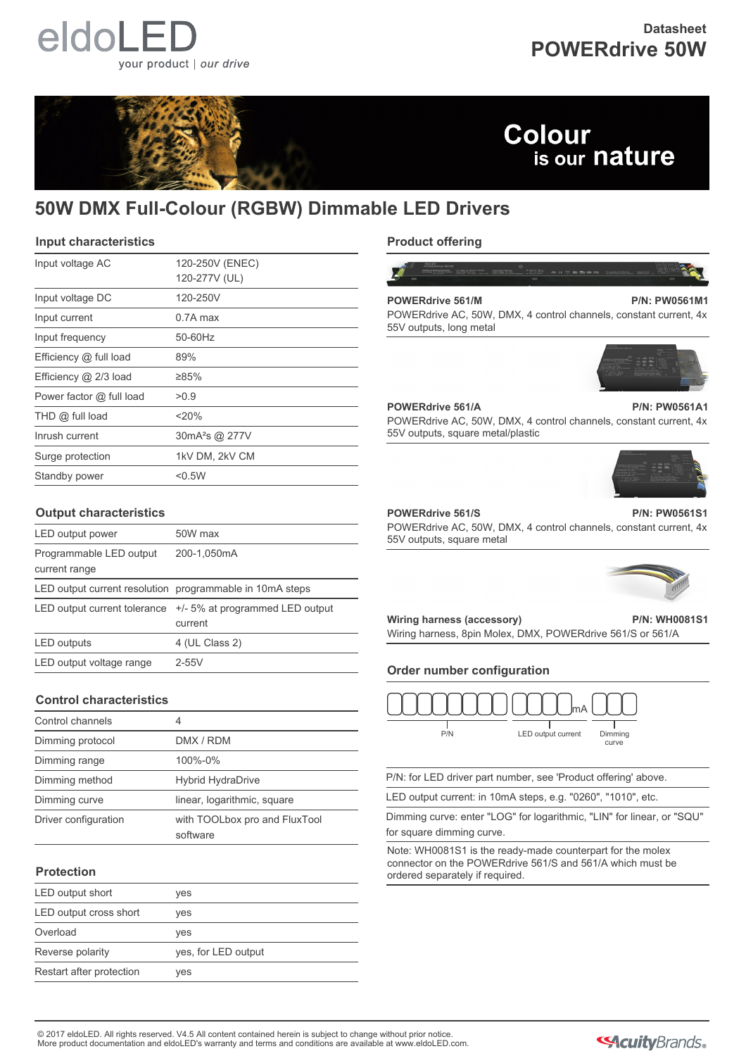eldoLED

your product | *our drive*

Datasheet

**POWERdrive 50W**

**Colour is our nature**

# 50W DMX Full-Colour (RGBW) Dimmable LED Drivers

## Input characteristics

| | |
|---|---|
| Input voltage AC | 120-250V (ENEC)<br>120-277V (UL) |
| Input voltage DC | 120-250V |
| Input current | 0.7A max |
| Input frequency | 50-60Hz |
| Efficiency @ full load | 89% |
| Efficiency @ 2/3 load | ≥85% |
| Power factor @ full load | >0.9 |
| THD @ full load | <20% |
| Inrush current | 30mA²s @ 277V |
| Surge protection | 1kV DM, 2kV CM |
| Standby power | <0.5W |

## Output characteristics

| | |
|---|---|
| LED output power | 50W max |
| Programmable LED output current range | 200-1,050mA |
| LED output current resolution | programmable in 10mA steps |
| LED output current tolerance | +/- 5% at programmed LED output current |
| LED outputs | 4 (UL Class 2) |
| LED output voltage range | 2-55V |

## Control characteristics

| | |
|---|---|
| Control channels | 4 |
| Dimming protocol | DMX / RDM |
| Dimming range | 100%-0% |
| Dimming method | Hybrid HydraDrive |
| Dimming curve | linear, logarithmic, square |
| Driver configuration | with TOOLbox pro and FluxTool software |

## Protection

| | |
|---|---|
| LED output short | yes |
| LED output cross short | yes |
| Overload | yes |
| Reverse polarity | yes, for LED output |
| Restart after protection | yes |

## Product offering

**POWERdrive 561/M** — **P/N: PW0561M1**

POWERdrive AC, 50W, DMX, 4 control channels, constant current, 4x 55V outputs, long metal

**POWERdrive 561/A** — **P/N: PW0561A1**

POWERdrive AC, 50W, DMX, 4 control channels, constant current, 4x 55V outputs, square metal/plastic

**POWERdrive 561/S** — **P/N: PW0561S1**

POWERdrive AC, 50W, DMX, 4 control channels, constant current, 4x 55V outputs, square metal

**Wiring harness (accessory)** — **P/N: WH0081S1**

Wiring harness, 8pin Molex, DMX, POWERdrive 561/S or 561/A

## Order number configuration

[P/N: 8 boxes] [LED output current: 4 boxes] mA [Dimming curve: 3 boxes]

P/N | LED output current | Dimming curve

P/N: for LED driver part number, see 'Product offering' above.

LED output current: in 10mA steps, e.g. "0260", "1010", etc.

Dimming curve: enter "LOG" for logarithmic, "LIN" for linear, or "SQU" for square dimming curve.

Note: WH0081S1 is the ready-made counterpart for the molex connector on the POWERdrive 561/S and 561/A which must be ordered separately if required.

© 2017 eldoLED. All rights reserved. V4.5 All content contained herein is subject to change without prior notice. More product documentation and eldoLED's warranty and terms and conditions are available at www.eldoLED.com.

AcuityBrands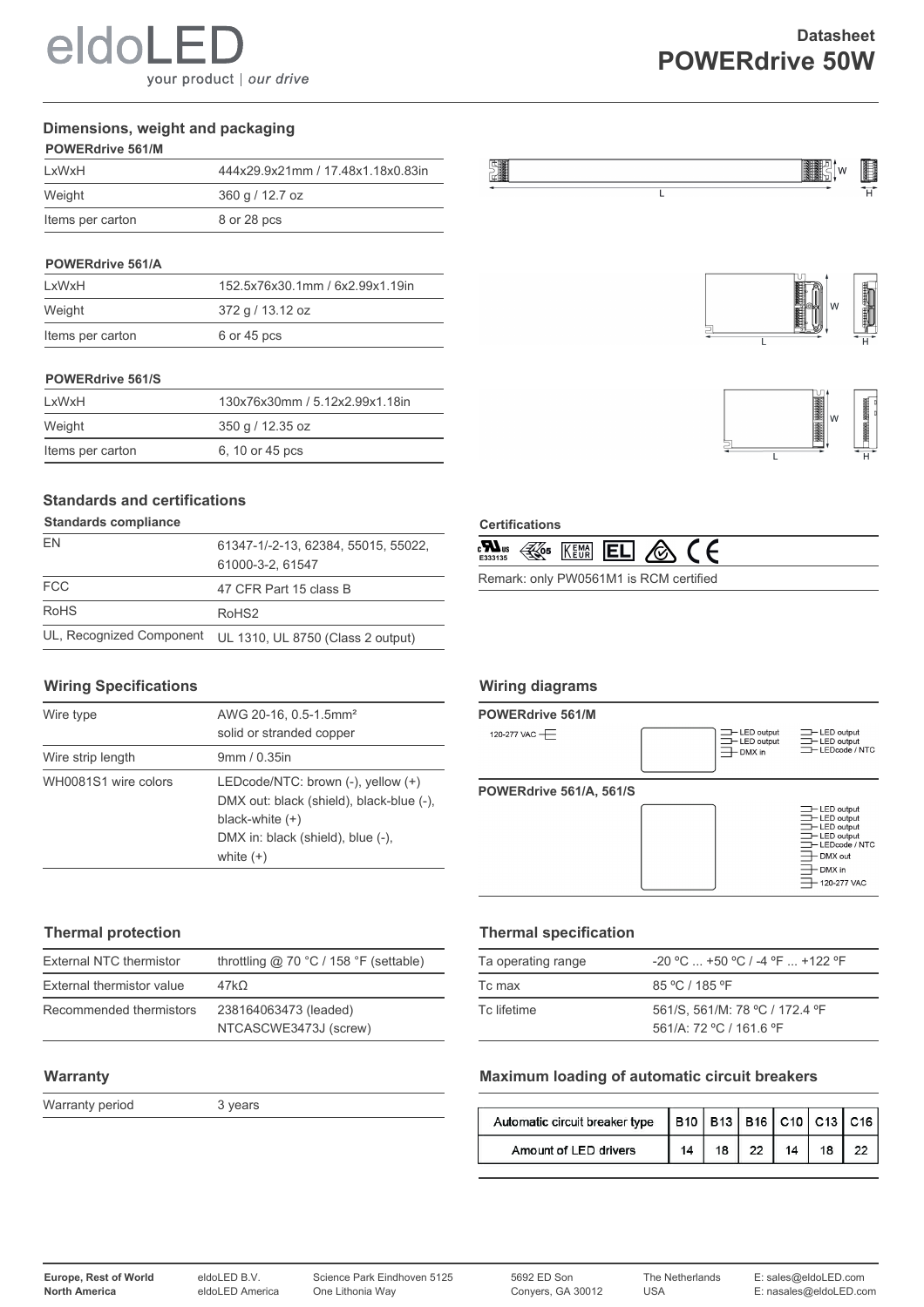## Dimensions, weight and packaging

**POWERdrive 561/M**

| | |
|---|---|
| LxWxH | 444x29.9x21mm / 17.48x1.18x0.83in |
| Weight | 360 g / 12.7 oz |
| Items per carton | 8 or 28 pcs |

**POWERdrive 561/A**

| | |
|---|---|
| LxWxH | 152.5x76x30.1mm / 6x2.99x1.19in |
| Weight | 372 g / 13.12 oz |
| Items per carton | 6 or 45 pcs |

**POWERdrive 561/S**

| | |
|---|---|
| LxWxH | 130x76x30mm / 5.12x2.99x1.18in |
| Weight | 350 g / 12.35 oz |
| Items per carton | 6, 10 or 45 pcs |

## Standards and certifications

**Standards compliance**

| | |
|---|---|
| EN | 61347-1/-2-13, 62384, 55015, 55022, 61000-3-2, 61547 |
| FCC | 47 CFR Part 15 class B |
| RoHS | RoHS2 |
| UL, Recognized Component | UL 1310, UL 8750 (Class 2 output) |

**Certifications**

E333135

Remark: only PW0561M1 is RCM certified

## Wiring Specifications

| | |
|---|---|
| Wire type | AWG 20-16, 0.5-1.5mm² solid or stranded copper |
| Wire strip length | 9mm / 0.35in |
| WH0081S1 wire colors | LEDcode/NTC: brown (-), yellow (+)<br>DMX out: black (shield), black-blue (-), black-white (+)<br>DMX in: black (shield), blue (-), white (+) |

## Wiring diagrams

**POWERdrive 561/M**

120-277 VAC

LED output
LED output
DMX in

LED output
LED output
LEDcode / NTC

**POWERdrive 561/A, 561/S**

LED output
LED output
LED output
LED output
LEDcode / NTC
DMX out
DMX in
120-277 VAC

## Thermal protection

| | |
|---|---|
| External NTC thermistor | throttling @ 70 °C / 158 °F (settable) |
| External thermistor value | 47kΩ |
| Recommended thermistors | 238164063473 (leaded)<br>NTCASCWE3473J (screw) |

## Thermal specification

| | |
|---|---|
| Ta operating range | -20 ºC ... +50 ºC / -4 ºF ... +122 ºF |
| Tc max | 85 ºC / 185 ºF |
| Tc lifetime | 561/S, 561/M: 78 ºC / 172.4 ºF<br>561/A: 72 ºC / 161.6 ºF |

## Warranty

| | |
|---|---|
| Warranty period | 3 years |

## Maximum loading of automatic circuit breakers

| Automatic circuit breaker type | B10 | B13 | B16 | C10 | C13 | C16 |
|---|---|---|---|---|---|---|
| Amount of LED drivers | 14 | 18 | 22 | 14 | 18 | 22 |